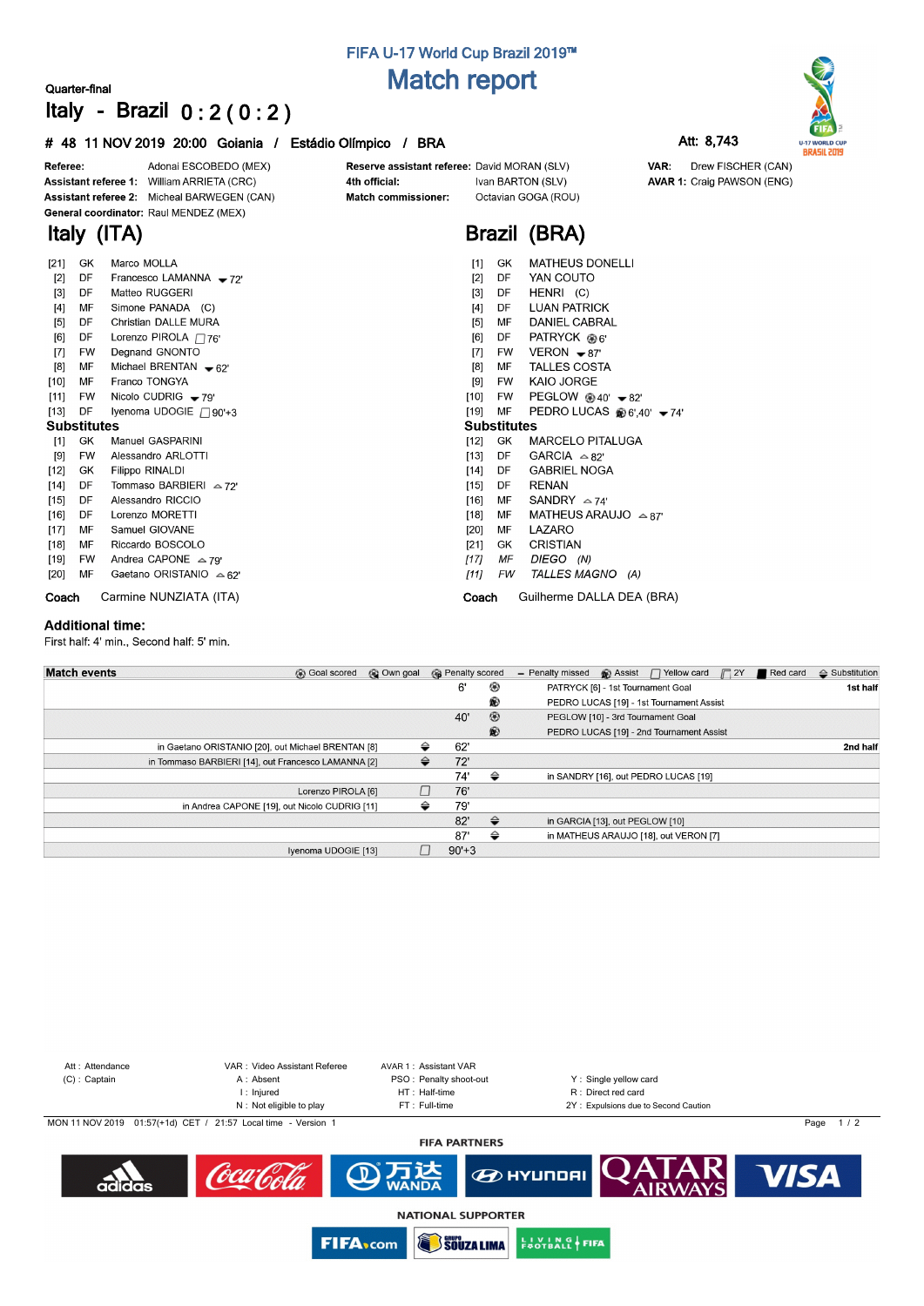# FIFA U-17 World Cup Brazil 2019™

## Match report

**Quarter-final**

## Italy - Brazil 0 : 2 ( 0 : 2 )

**# 48 11 NOV 2019 20:00 Goiania / Estádio Olímpico / BRA**

**Att: 8,743**

| | | | | | |
|---|---|---|---|---|---|
| **Referee:** | Adonai ESCOBEDO (MEX) | **Reserve assistant referee:** | David MORAN (SLV) | **VAR:** | Drew FISCHER (CAN) |
| **Assistant referee 1:** | William ARRIETA (CRC) | **4th official:** | Ivan BARTON (SLV) | **AVAR 1:** | Craig PAWSON (ENG) |
| **Assistant referee 2:** | Micheal BARWEGEN (CAN) | **Match commissioner:** | Octavian GOGA (ROU) | | |
| **General coordinator:** | Raul MENDEZ (MEX) | | | | |

## Italy (ITA)

| No. | Pos | Player | Events |
|---|---|---|---|
| [21] | GK | Marco MOLLA | |
| [2] | DF | Francesco LAMANNA | ▼72' |
| [3] | DF | Matteo RUGGERI | |
| [4] | MF | Simone PANADA (C) | |
| [5] | DF | Christian DALLE MURA | |
| [6] | DF | Lorenzo PIROLA | Yellow card 76' |
| [7] | FW | Degnand GNONTO | |
| [8] | MF | Michael BRENTAN | ▼62' |
| [10] | MF | Franco TONGYA | |
| [11] | FW | Nicolo CUDRIG | ▼79' |
| [13] | DF | Iyenoma UDOGIE | Yellow card 90'+3 |

**Substitutes**

| No. | Pos | Player | Events |
|---|---|---|---|
| [1] | GK | Manuel GASPARINI | |
| [9] | FW | Alessandro ARLOTTI | |
| [12] | GK | Filippo RINALDI | |
| [14] | DF | Tommaso BARBIERI | ▲72' |
| [15] | DF | Alessandro RICCIO | |
| [16] | DF | Lorenzo MORETTI | |
| [17] | MF | Samuel GIOVANE | |
| [18] | MF | Riccardo BOSCOLO | |
| [19] | FW | Andrea CAPONE | ▲79' |
| [20] | MF | Gaetano ORISTANIO | ▲62' |

**Coach** Carmine NUNZIATA (ITA)

## Brazil (BRA)

| No. | Pos | Player | Events |
|---|---|---|---|
| [1] | GK | MATHEUS DONELLI | |
| [2] | DF | YAN COUTO | |
| [3] | DF | HENRI (C) | |
| [4] | DF | LUAN PATRICK | |
| [5] | MF | DANIEL CABRAL | |
| [6] | DF | PATRYCK | Goal 6' |
| [7] | FW | VERON | ▼87' |
| [8] | MF | TALLES COSTA | |
| [9] | FW | KAIO JORGE | |
| [10] | FW | PEGLOW | Goal 40' ▼82' |
| [19] | MF | PEDRO LUCAS | Assist 6',40' ▼74' |

**Substitutes**

| No. | Pos | Player | Events |
|---|---|---|---|
| [12] | GK | MARCELO PITALUGA | |
| [13] | DF | GARCIA | ▲82' |
| [14] | DF | GABRIEL NOGA | |
| [15] | DF | RENAN | |
| [16] | MF | SANDRY | ▲74' |
| [18] | MF | MATHEUS ARAUJO | ▲87' |
| [20] | MF | LAZARO | |
| [21] | GK | CRISTIAN | |
| *[17]* | *MF* | *DIEGO (N)* | |
| *[11]* | *FW* | *TALLES MAGNO (A)* | |

**Coach** Guilherme DALLA DEA (BRA)

### Additional time:

First half: 4' min., Second half: 5' min.

### Match events

Legend: Goal scored, Own goal, Penalty scored, Penalty missed, Assist, Yellow card, 2Y, Red card, Substitution

| Italy | Event | Minute | Event | Brazil | Half |
|---|---|---|---|---|---|
| | | 6' | Goal | PATRYCK [6] - 1st Tournament Goal | 1st half |
| | | | Assist | PEDRO LUCAS [19] - 1st Tournament Assist | |
| | | 40' | Goal | PEGLOW [10] - 3rd Tournament Goal | |
| | | | Assist | PEDRO LUCAS [19] - 2nd Tournament Assist | |
| in Gaetano ORISTANIO [20], out Michael BRENTAN [8] | Substitution | 62' | | | 2nd half |
| in Tommaso BARBIERI [14], out Francesco LAMANNA [2] | Substitution | 72' | | | |
| | | 74' | Substitution | in SANDRY [16], out PEDRO LUCAS [19] | |
| Lorenzo PIROLA [6] | Yellow card | 76' | | | |
| in Andrea CAPONE [19], out Nicolo CUDRIG [11] | Substitution | 79' | | | |
| | | 82' | Substitution | in GARCIA [13], out PEGLOW [10] | |
| | | 87' | Substitution | in MATHEUS ARAUJO [18], out VERON [7] | |
| Iyenoma UDOGIE [13] | Yellow card | 90'+3 | | | |

Att : Attendance
(C) : Captain
VAR : Video Assistant Referee
A : Absent
I : Injured
N : Not eligible to play
AVAR 1 : Assistant VAR
PSO : Penalty shoot-out
HT : Half-time
FT : Full-time
Y : Single yellow card
R : Direct red card
2Y : Expulsions due to Second Caution

MON 11 NOV 2019 01:57(+1d) CET / 21:57 Local time - Version 1

**FIFA PARTNERS**

**NATIONAL SUPPORTER**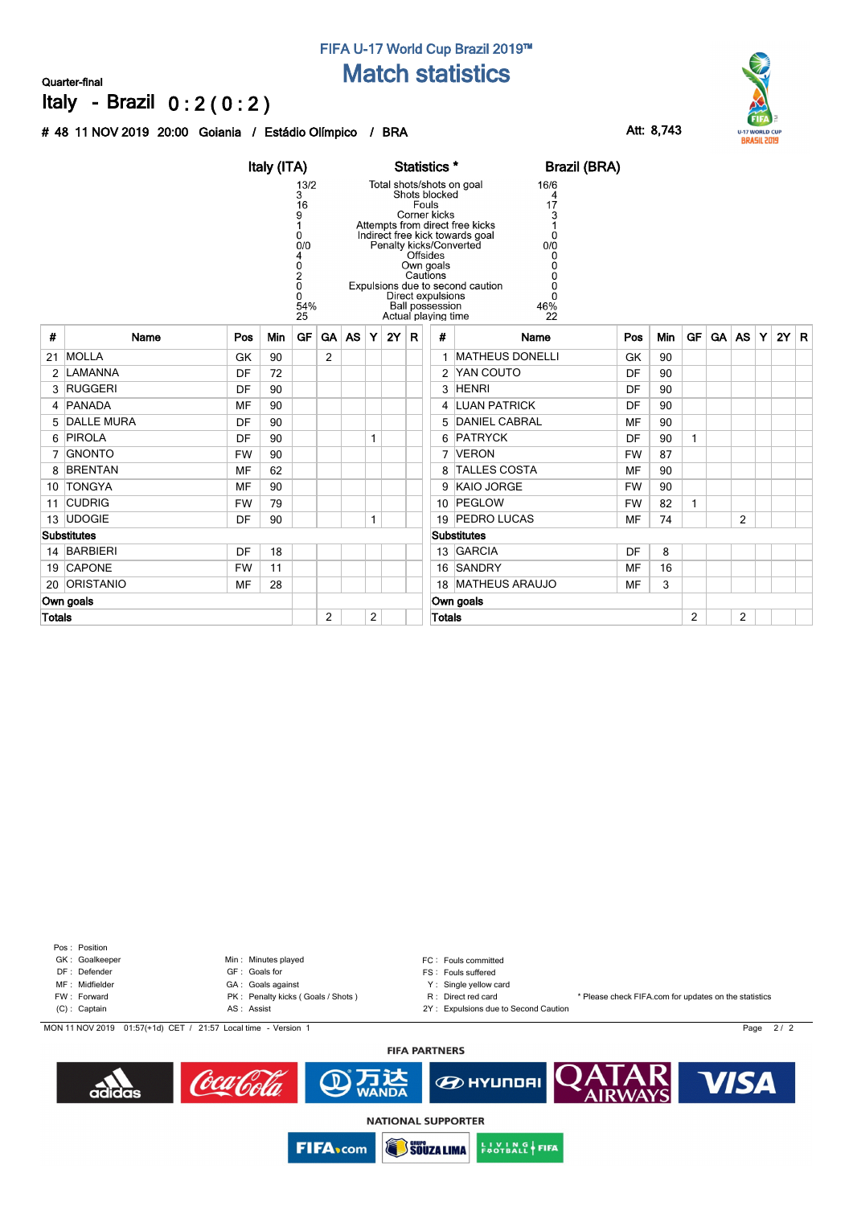FIFA U-17 World Cup Brazil 2019™

# Match statistics

Quarter-final

## Italy - Brazil 0 : 2 ( 0 : 2 )

# 48 11 NOV 2019 20:00 Goiania / Estádio Olímpico / BRA

Att: 8,743

| Italy (ITA) | Statistics * | Brazil (BRA) |
|---|---|---|
| 13/2 | Total shots/shots on goal | 16/6 |
| 3 | Shots blocked | 4 |
| 16 | Fouls | 17 |
| 9 | Corner kicks | 3 |
| 1 | Attempts from direct free kicks | 1 |
| 0 | Indirect free kick towards goal | 0 |
| 0/0 | Penalty kicks/Converted | 0/0 |
| 4 | Offsides | 0 |
| 0 | Own goals | 0 |
| 2 | Cautions | 0 |
| 0 | Expulsions due to second caution | 0 |
| 0 | Direct expulsions | 0 |
| 54% | Ball possession | 46% |
| 25 | Actual playing time | 22 |

| # | Name | Pos | Min | GF | GA | AS | Y | 2Y | R |
|---|---|---|---|---|---|---|---|---|---|
| 21 | MOLLA | GK | 90 | | 2 | | | | |
| 2 | LAMANNA | DF | 72 | | | | | | |
| 3 | RUGGERI | DF | 90 | | | | | | |
| 4 | PANADA | MF | 90 | | | | | | |
| 5 | DALLE MURA | DF | 90 | | | | | | |
| 6 | PIROLA | DF | 90 | | | | 1 | | |
| 7 | GNONTO | FW | 90 | | | | | | |
| 8 | BRENTAN | MF | 62 | | | | | | |
| 10 | TONGYA | MF | 90 | | | | | | |
| 11 | CUDRIG | FW | 79 | | | | | | |
| 13 | UDOGIE | DF | 90 | | | | 1 | | |
| **Substitutes** | | | | | | | | | |
| 14 | BARBIERI | DF | 18 | | | | | | |
| 19 | CAPONE | FW | 11 | | | | | | |
| 20 | ORISTANIO | MF | 28 | | | | | | |
| **Own goals** | | | | | | | | | |
| **Totals** | | | | | 2 | | 2 | | |

| # | Name | Pos | Min | GF | GA | AS | Y | 2Y | R |
|---|---|---|---|---|---|---|---|---|---|
| 1 | MATHEUS DONELLI | GK | 90 | | | | | | |
| 2 | YAN COUTO | DF | 90 | | | | | | |
| 3 | HENRI | DF | 90 | | | | | | |
| 4 | LUAN PATRICK | DF | 90 | | | | | | |
| 5 | DANIEL CABRAL | MF | 90 | | | | | | |
| 6 | PATRYCK | DF | 90 | 1 | | | | | |
| 7 | VERON | FW | 87 | | | | | | |
| 8 | TALLES COSTA | MF | 90 | | | | | | |
| 9 | KAIO JORGE | FW | 90 | | | | | | |
| 10 | PEGLOW | FW | 82 | 1 | | | | | |
| 19 | PEDRO LUCAS | MF | 74 | | | 2 | | | |
| **Substitutes** | | | | | | | | | |
| 13 | GARCIA | DF | 8 | | | | | | |
| 16 | SANDRY | MF | 16 | | | | | | |
| 18 | MATHEUS ARAUJO | MF | 3 | | | | | | |
| **Own goals** | | | | | | | | | |
| **Totals** | | | | 2 | | 2 | | | |

Pos : Position
GK : Goalkeeper
DF : Defender
MF : Midfielder
FW : Forward
(C) : Captain

Min : Minutes played
GF : Goals for
GA : Goals against
PK : Penalty kicks ( Goals / Shots )
AS : Assist

FC : Fouls committed
FS : Fouls suffered
Y : Single yellow card
R : Direct red card
2Y : Expulsions due to Second Caution

\* Please check FIFA.com for updates on the statistics

MON 11 NOV 2019 01:57(+1d) CET / 21:57 Local time - Version 1

FIFA PARTNERS

NATIONAL SUPPORTER